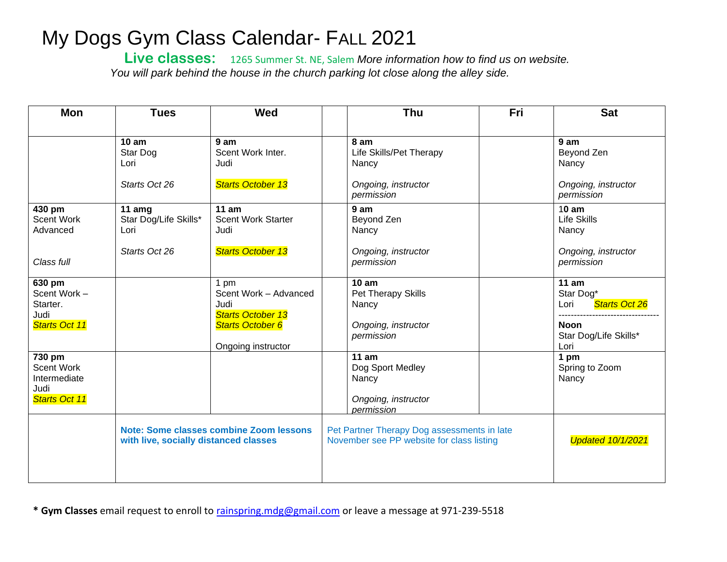# My Dogs Gym Class Calendar- FALL 2021

**Live classes:** 1265 Summer St. NE, Salem *More information how to find us on website.*
*You will park behind the house in the church parking lot close along the alley side.*

| Mon | Tues | Wed | | Thu | Fri | Sat |
|---|---|---|---|---|---|---|
| | **10 am** Star Dog Lori *Starts Oct 26* | **9 am** Scent Work Inter. Judi *Starts October 13* | | **8 am** Life Skills/Pet Therapy Nancy *Ongoing, instructor permission* | | **9 am** Beyond Zen Nancy *Ongoing, instructor permission* |
| **430 pm** Scent Work Advanced *Class full* | **11 amg** Star Dog/Life Skills* Lori *Starts Oct 26* | **11 am** Scent Work Starter Judi *Starts October 13* | | **9 am** Beyond Zen Nancy *Ongoing, instructor permission* | | **10 am** Life Skills Nancy *Ongoing, instructor permission* |
| **630 pm** Scent Work – Starter. Judi *Starts Oct 11* | | 1 pm Scent Work – Advanced Judi *Starts October 13* *Starts October 6* Ongoing instructor | | **10 am** Pet Therapy Skills Nancy *Ongoing, instructor permission* | | **11 am** Star Dog* Lori *Starts Oct 26* --------------------------------- **Noon** Star Dog/Life Skills* Lori |
| **730 pm** Scent Work Intermediate Judi *Starts Oct 11* | | | | **11 am** Dog Sport Medley Nancy *Ongoing, instructor permission* | | **1 pm** Spring to Zoom Nancy |
| | **Note: Some classes combine Zoom lessons with live, socially distanced classes** | | Pet Partner Therapy Dog assessments in late November see PP website for class listing | | | *Updated 10/1/2021* |

**\* Gym Classes** email request to enroll to rainspring.mdg@gmail.com or leave a message at 971-239-5518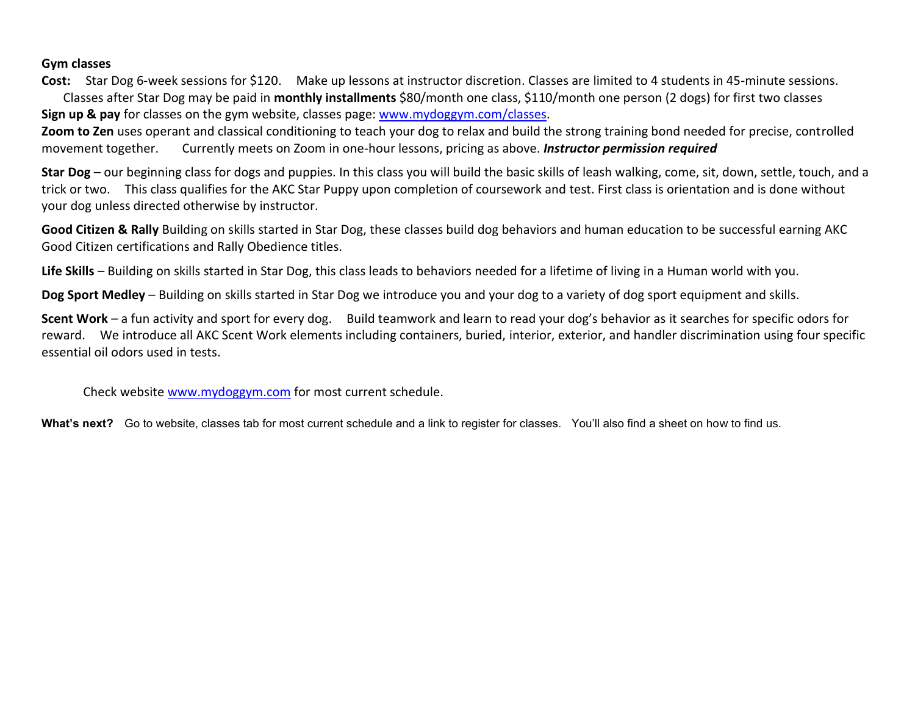**Gym classes**

**Cost:** Star Dog 6-week sessions for $120. Make up lessons at instructor discretion. Classes are limited to 4 students in 45-minute sessions.
Classes after Star Dog may be paid in **monthly installments** $80/month one class, $110/month one person (2 dogs) for first two classes

**Sign up & pay** for classes on the gym website, classes page: [www.mydoggym.com/classes](www.mydoggym.com/classes).

**Zoom to Zen** uses operant and classical conditioning to teach your dog to relax and build the strong training bond needed for precise, controlled movement together. Currently meets on Zoom in one-hour lessons, pricing as above. ***Instructor permission required***

**Star Dog** – our beginning class for dogs and puppies. In this class you will build the basic skills of leash walking, come, sit, down, settle, touch, and a trick or two. This class qualifies for the AKC Star Puppy upon completion of coursework and test. First class is orientation and is done without your dog unless directed otherwise by instructor.

**Good Citizen & Rally** Building on skills started in Star Dog, these classes build dog behaviors and human education to be successful earning AKC Good Citizen certifications and Rally Obedience titles.

**Life Skills** – Building on skills started in Star Dog, this class leads to behaviors needed for a lifetime of living in a Human world with you.

**Dog Sport Medley** – Building on skills started in Star Dog we introduce you and your dog to a variety of dog sport equipment and skills.

**Scent Work** – a fun activity and sport for every dog. Build teamwork and learn to read your dog's behavior as it searches for specific odors for reward. We introduce all AKC Scent Work elements including containers, buried, interior, exterior, and handler discrimination using four specific essential oil odors used in tests.

Check website [www.mydoggym.com](www.mydoggym.com) for most current schedule.

**What's next?** Go to website, classes tab for most current schedule and a link to register for classes. You'll also find a sheet on how to find us.